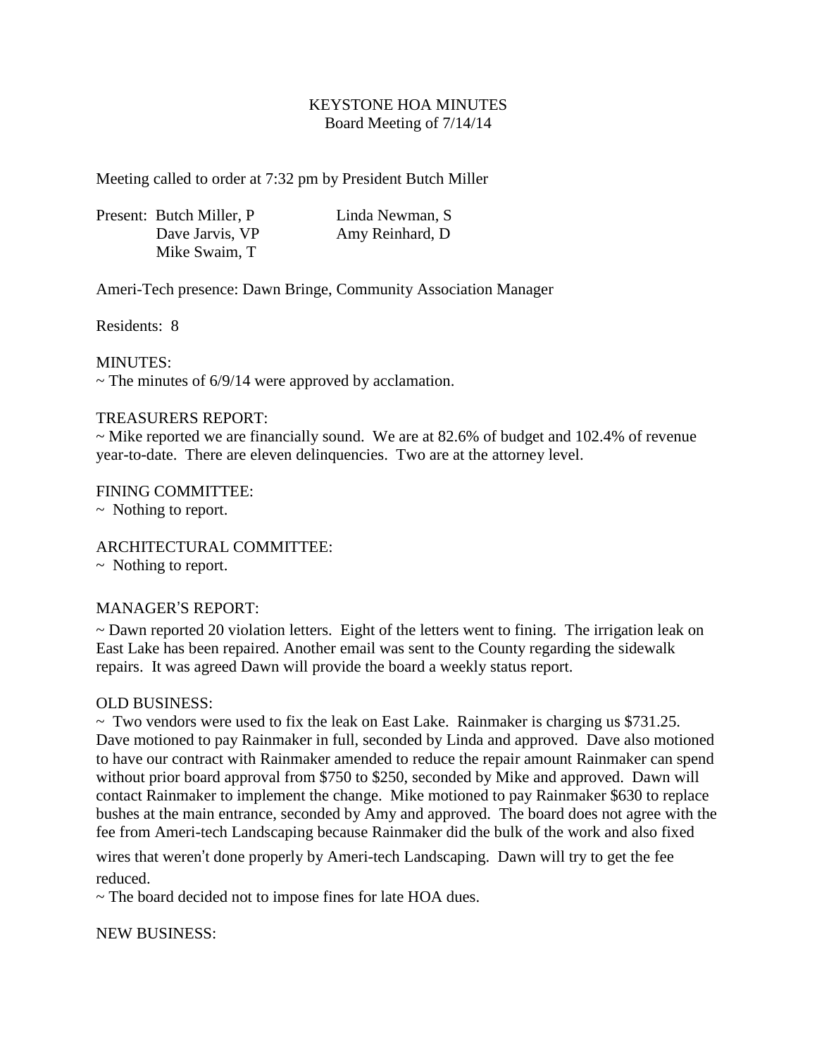# KEYSTONE HOA MINUTES
## Board Meeting of 7/14/14

Meeting called to order at 7:32 pm by President Butch Miller

Present: Butch Miller, P
Dave Jarvis, VP
Mike Swaim, T
Linda Newman, S
Amy Reinhard, D

Ameri-Tech presence: Dawn Bringe, Community Association Manager

Residents: 8

MINUTES:
~ The minutes of 6/9/14 were approved by acclamation.

TREASURERS REPORT:
~ Mike reported we are financially sound. We are at 82.6% of budget and 102.4% of revenue year-to-date. There are eleven delinquencies. Two are at the attorney level.

FINING COMMITTEE:
~ Nothing to report.

ARCHITECTURAL COMMITTEE:
~ Nothing to report.

MANAGER'S REPORT:
~ Dawn reported 20 violation letters. Eight of the letters went to fining. The irrigation leak on East Lake has been repaired. Another email was sent to the County regarding the sidewalk repairs. It was agreed Dawn will provide the board a weekly status report.

OLD BUSINESS:
~ Two vendors were used to fix the leak on East Lake. Rainmaker is charging us $731.25. Dave motioned to pay Rainmaker in full, seconded by Linda and approved. Dave also motioned to have our contract with Rainmaker amended to reduce the repair amount Rainmaker can spend without prior board approval from $750 to $250, seconded by Mike and approved. Dawn will contact Rainmaker to implement the change. Mike motioned to pay Rainmaker $630 to replace bushes at the main entrance, seconded by Amy and approved. The board does not agree with the fee from Ameri-tech Landscaping because Rainmaker did the bulk of the work and also fixed wires that weren't done properly by Ameri-tech Landscaping. Dawn will try to get the fee reduced.
~ The board decided not to impose fines for late HOA dues.

NEW BUSINESS: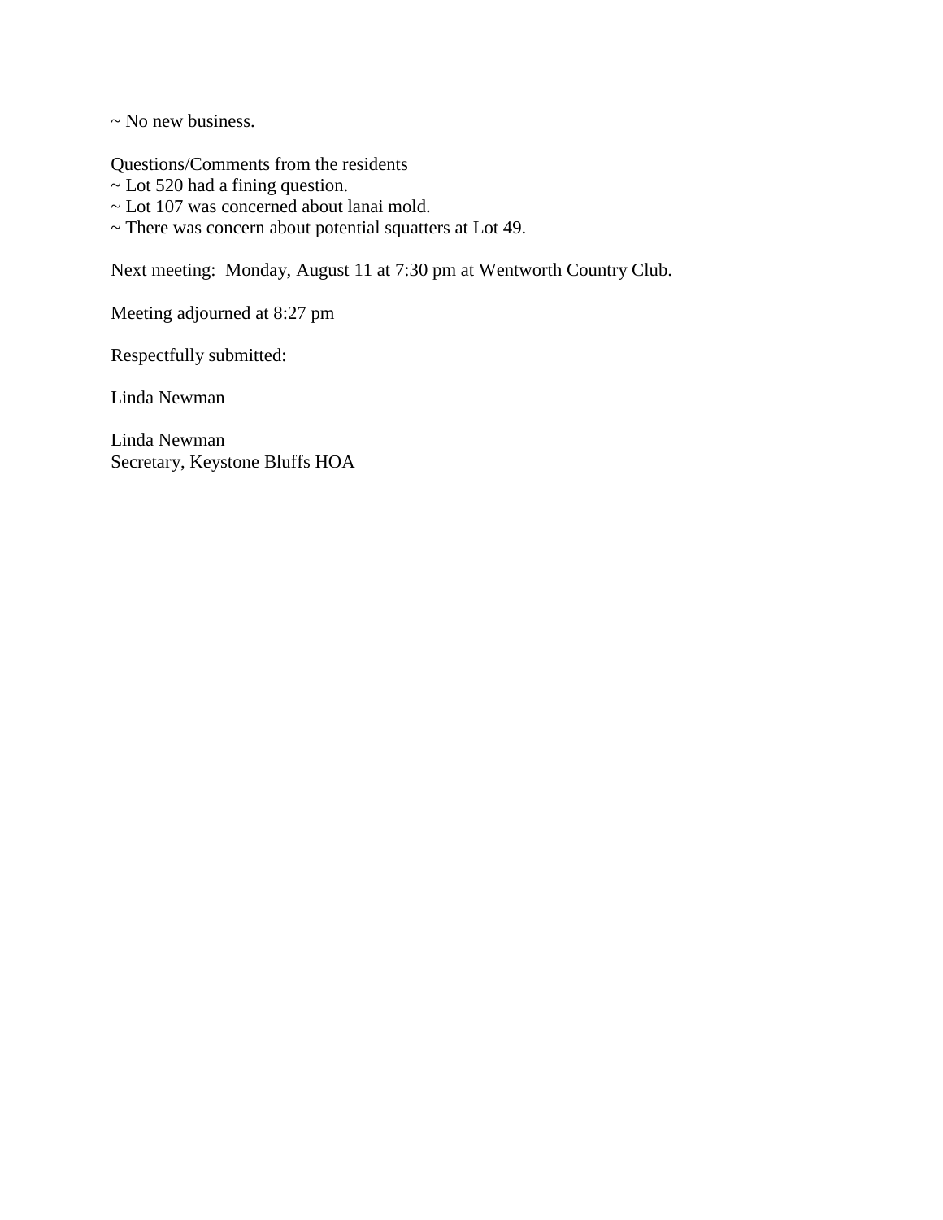~ No new business.

Questions/Comments from the residents
~ Lot 520 had a fining question.
~ Lot 107 was concerned about lanai mold.
~ There was concern about potential squatters at Lot 49.

Next meeting: Monday, August 11 at 7:30 pm at Wentworth Country Club.

Meeting adjourned at 8:27 pm

Respectfully submitted:

Linda Newman

Linda Newman
Secretary, Keystone Bluffs HOA